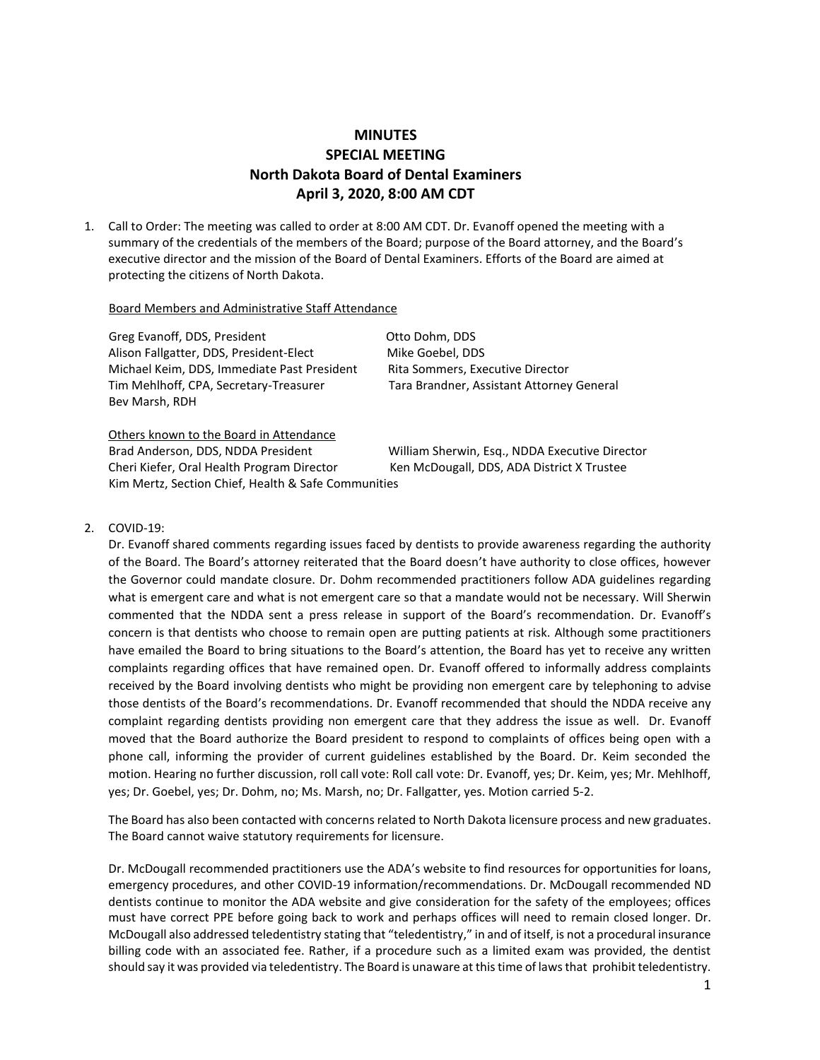# MINUTES
## SPECIAL MEETING
## North Dakota Board of Dental Examiners
## April 3, 2020, 8:00 AM CDT

1. Call to Order: The meeting was called to order at 8:00 AM CDT. Dr. Evanoff opened the meeting with a summary of the credentials of the members of the Board; purpose of the Board attorney, and the Board's executive director and the mission of the Board of Dental Examiners. Efforts of the Board are aimed at protecting the citizens of North Dakota.

   Board Members and Administrative Staff Attendance

   Greg Evanoff, DDS, President
   Alison Fallgatter, DDS, President-Elect
   Michael Keim, DDS, Immediate Past President
   Tim Mehlhoff, CPA, Secretary-Treasurer
   Bev Marsh, RDH
   Otto Dohm, DDS
   Mike Goebel, DDS
   Rita Sommers, Executive Director
   Tara Brandner, Assistant Attorney General

   Others known to the Board in Attendance

   Brad Anderson, DDS, NDDA President
   Cheri Kiefer, Oral Health Program Director
   Kim Mertz, Section Chief, Health & Safe Communities
   William Sherwin, Esq., NDDA Executive Director
   Ken McDougall, DDS, ADA District X Trustee

2. COVID-19:
   Dr. Evanoff shared comments regarding issues faced by dentists to provide awareness regarding the authority of the Board. The Board's attorney reiterated that the Board doesn't have authority to close offices, however the Governor could mandate closure. Dr. Dohm recommended practitioners follow ADA guidelines regarding what is emergent care and what is not emergent care so that a mandate would not be necessary. Will Sherwin commented that the NDDA sent a press release in support of the Board's recommendation. Dr. Evanoff's concern is that dentists who choose to remain open are putting patients at risk. Although some practitioners have emailed the Board to bring situations to the Board's attention, the Board has yet to receive any written complaints regarding offices that have remained open. Dr. Evanoff offered to informally address complaints received by the Board involving dentists who might be providing non emergent care by telephoning to advise those dentists of the Board's recommendations. Dr. Evanoff recommended that should the NDDA receive any complaint regarding dentists providing non emergent care that they address the issue as well. Dr. Evanoff moved that the Board authorize the Board president to respond to complaints of offices being open with a phone call, informing the provider of current guidelines established by the Board. Dr. Keim seconded the motion. Hearing no further discussion, roll call vote: Roll call vote: Dr. Evanoff, yes; Dr. Keim, yes; Mr. Mehlhoff, yes; Dr. Goebel, yes; Dr. Dohm, no; Ms. Marsh, no; Dr. Fallgatter, yes. Motion carried 5-2.

   The Board has also been contacted with concerns related to North Dakota licensure process and new graduates. The Board cannot waive statutory requirements for licensure.

   Dr. McDougall recommended practitioners use the ADA's website to find resources for opportunities for loans, emergency procedures, and other COVID-19 information/recommendations. Dr. McDougall recommended ND dentists continue to monitor the ADA website and give consideration for the safety of the employees; offices must have correct PPE before going back to work and perhaps offices will need to remain closed longer. Dr. McDougall also addressed teledentistry stating that "teledentistry," in and of itself, is not a procedural insurance billing code with an associated fee. Rather, if a procedure such as a limited exam was provided, the dentist should say it was provided via teledentistry. The Board is unaware at this time of laws that prohibit teledentistry.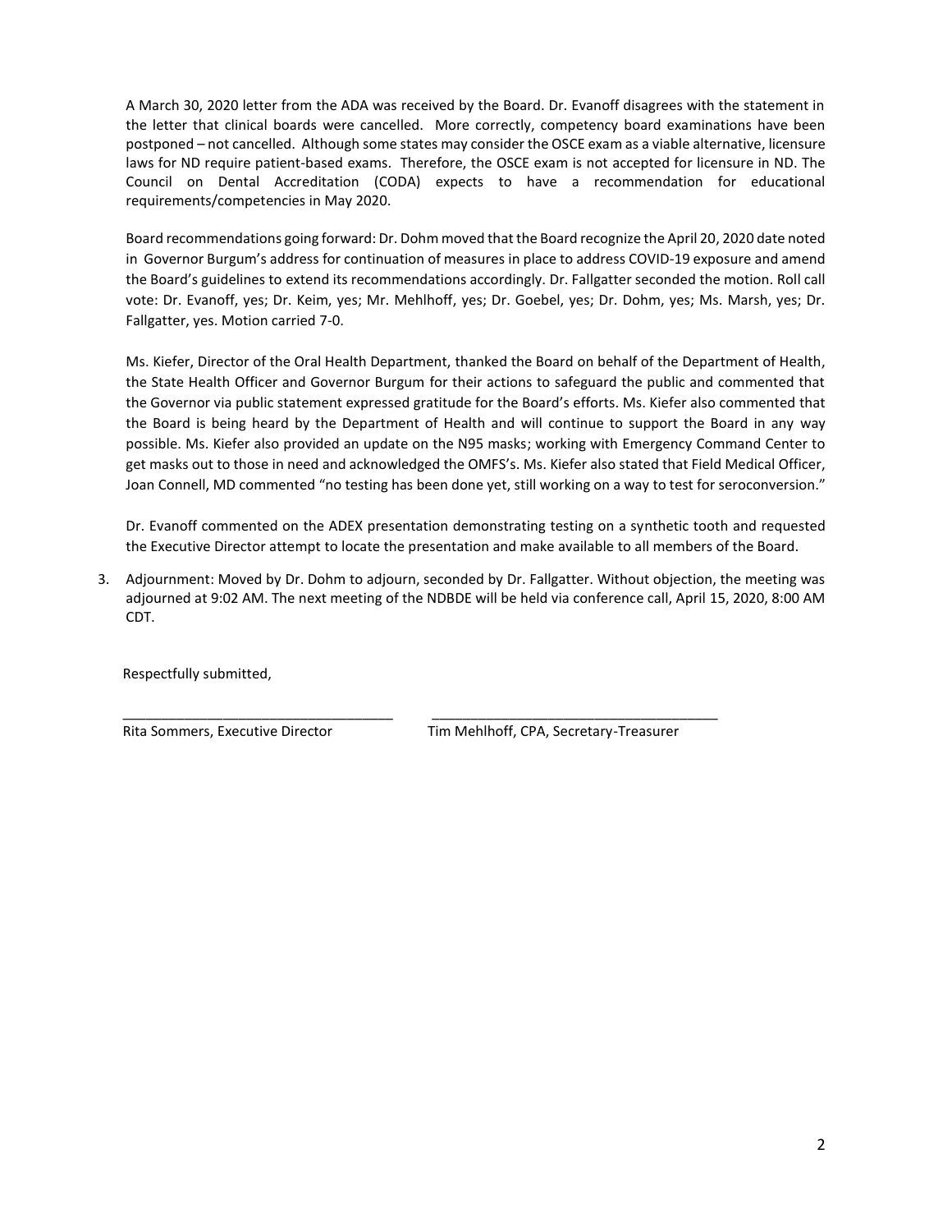A March 30, 2020 letter from the ADA was received by the Board. Dr. Evanoff disagrees with the statement in the letter that clinical boards were cancelled. More correctly, competency board examinations have been postponed – not cancelled. Although some states may consider the OSCE exam as a viable alternative, licensure laws for ND require patient-based exams. Therefore, the OSCE exam is not accepted for licensure in ND. The Council on Dental Accreditation (CODA) expects to have a recommendation for educational requirements/competencies in May 2020.

Board recommendations going forward: Dr. Dohm moved that the Board recognize the April 20, 2020 date noted in Governor Burgum's address for continuation of measures in place to address COVID-19 exposure and amend the Board's guidelines to extend its recommendations accordingly. Dr. Fallgatter seconded the motion. Roll call vote: Dr. Evanoff, yes; Dr. Keim, yes; Mr. Mehlhoff, yes; Dr. Goebel, yes; Dr. Dohm, yes; Ms. Marsh, yes; Dr. Fallgatter, yes. Motion carried 7-0.

Ms. Kiefer, Director of the Oral Health Department, thanked the Board on behalf of the Department of Health, the State Health Officer and Governor Burgum for their actions to safeguard the public and commented that the Governor via public statement expressed gratitude for the Board's efforts. Ms. Kiefer also commented that the Board is being heard by the Department of Health and will continue to support the Board in any way possible. Ms. Kiefer also provided an update on the N95 masks; working with Emergency Command Center to get masks out to those in need and acknowledged the OMFS's. Ms. Kiefer also stated that Field Medical Officer, Joan Connell, MD commented "no testing has been done yet, still working on a way to test for seroconversion."

Dr. Evanoff commented on the ADEX presentation demonstrating testing on a synthetic tooth and requested the Executive Director attempt to locate the presentation and make available to all members of the Board.

3. Adjournment: Moved by Dr. Dohm to adjourn, seconded by Dr. Fallgatter. Without objection, the meeting was adjourned at 9:02 AM. The next meeting of the NDBDE will be held via conference call, April 15, 2020, 8:00 AM CDT.

Respectfully submitted,

\_\_\_\_\_\_\_\_\_\_\_\_\_\_\_\_\_\_\_\_\_\_\_\_\_\_\_\_\_\_\_\_\_\_\_\_ \_\_\_\_\_\_\_\_\_\_\_\_\_\_\_\_\_\_\_\_\_\_\_\_\_\_\_\_\_\_\_\_\_\_\_\_\_\_

Rita Sommers, Executive Director Tim Mehlhoff, CPA, Secretary-Treasurer